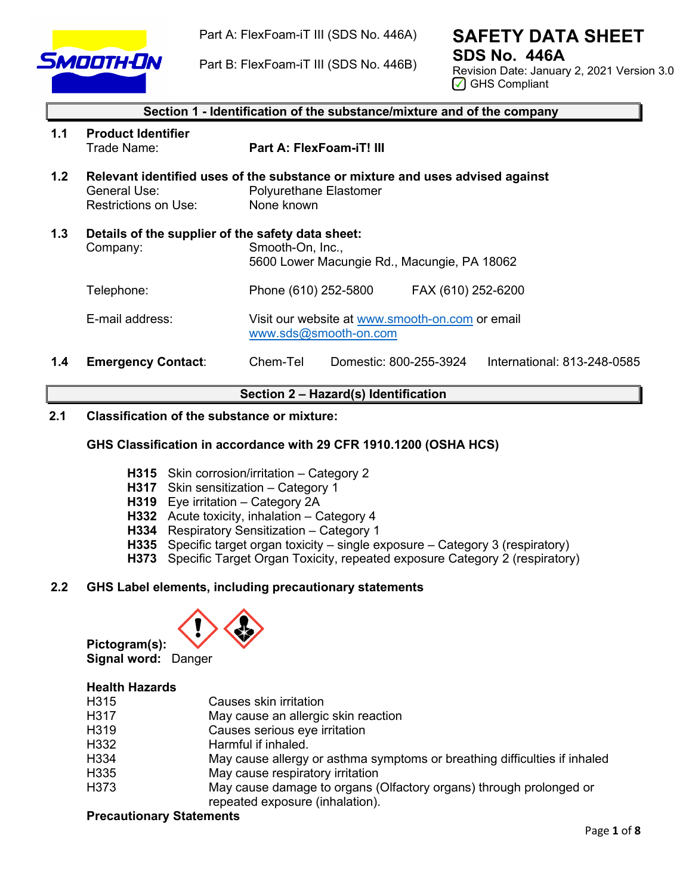Part A: FlexFoam-iT III (SDS No. 446A)

Part B: FlexFoam-iT III (SDS No. 446B)

# SAFETY DATA SHEET

## SDS No. 446A

Revision Date: January 2, 2021 Version 3.0

GHS Compliant

## Section 1 - Identification of the substance/mixture and of the company

**1.1 Product Identifier**

Trade Name: **Part A: FlexFoam-iT! III**

**1.2 Relevant identified uses of the substance or mixture and uses advised against**

General Use: Polyurethane Elastomer

Restrictions on Use: None known

**1.3 Details of the supplier of the safety data sheet:**

Company: Smooth-On, Inc.,
5600 Lower Macungie Rd., Macungie, PA 18062

Telephone: Phone (610) 252-5800 FAX (610) 252-6200

E-mail address: Visit our website at www.smooth-on.com or email www.sds@smooth-on.com

**1.4 Emergency Contact**: Chem-Tel Domestic: 800-255-3924 International: 813-248-0585

## Section 2 – Hazard(s) Identification

**2.1 Classification of the substance or mixture:**

**GHS Classification in accordance with 29 CFR 1910.1200 (OSHA HCS)**

- **H315** Skin corrosion/irritation – Category 2
- **H317** Skin sensitization – Category 1
- **H319** Eye irritation – Category 2A
- **H332** Acute toxicity, inhalation – Category 4
- **H334** Respiratory Sensitization – Category 1
- **H335** Specific target organ toxicity – single exposure – Category 3 (respiratory)
- **H373** Specific Target Organ Toxicity, repeated exposure Category 2 (respiratory)

**2.2 GHS Label elements, including precautionary statements**

**Pictogram(s):**

**Signal word:** Danger

**Health Hazards**

| | |
|---|---|
| H315 | Causes skin irritation |
| H317 | May cause an allergic skin reaction |
| H319 | Causes serious eye irritation |
| H332 | Harmful if inhaled. |
| H334 | May cause allergy or asthma symptoms or breathing difficulties if inhaled |
| H335 | May cause respiratory irritation |
| H373 | May cause damage to organs (Olfactory organs) through prolonged or repeated exposure (inhalation). |

**Precautionary Statements**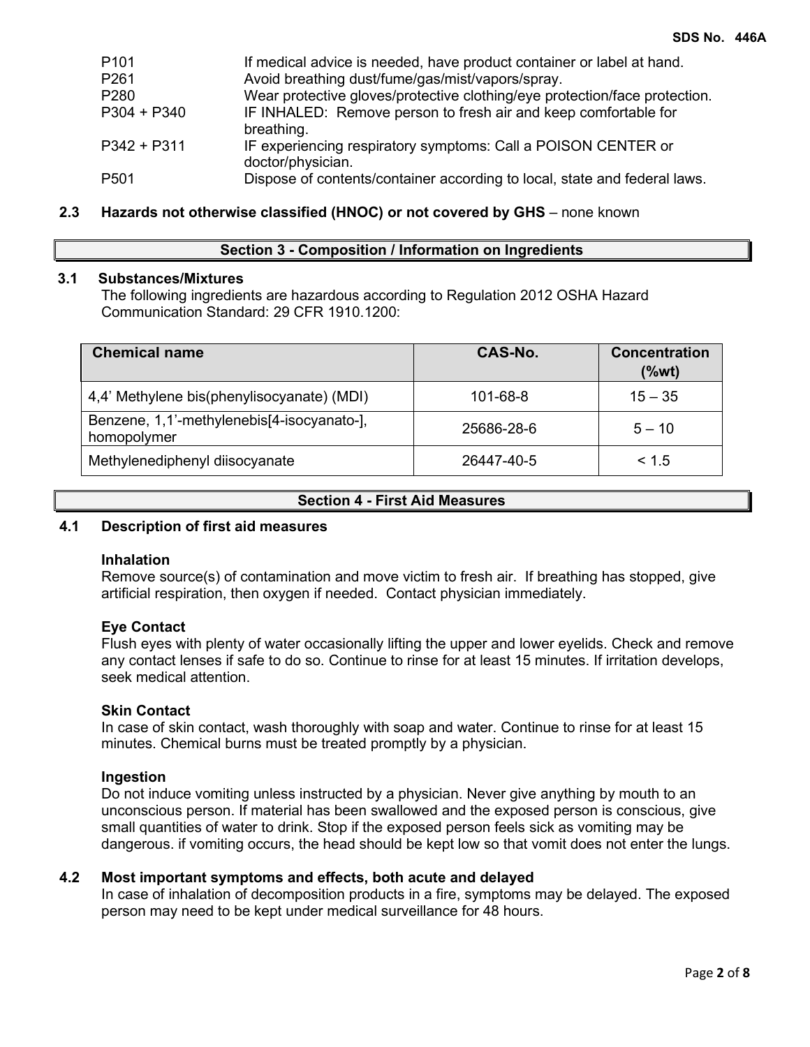| | |
|---|---|
| P101 | If medical advice is needed, have product container or label at hand. |
| P261 | Avoid breathing dust/fume/gas/mist/vapors/spray. |
| P280 | Wear protective gloves/protective clothing/eye protection/face protection. |
| P304 + P340 | IF INHALED: Remove person to fresh air and keep comfortable for breathing. |
| P342 + P311 | IF experiencing respiratory symptoms: Call a POISON CENTER or doctor/physician. |
| P501 | Dispose of contents/container according to local, state and federal laws. |

**2.3 Hazards not otherwise classified (HNOC) or not covered by GHS** – none known

## Section 3 - Composition / Information on Ingredients

**3.1 Substances/Mixtures**

The following ingredients are hazardous according to Regulation 2012 OSHA Hazard Communication Standard: 29 CFR 1910.1200:

| Chemical name | CAS-No. | Concentration (%wt) |
|---|---|---|
| 4,4' Methylene bis(phenylisocyanate) (MDI) | 101-68-8 | 15 – 35 |
| Benzene, 1,1'-methylenebis[4-isocyanato-], homopolymer | 25686-28-6 | 5 – 10 |
| Methylenediphenyl diisocyanate | 26447-40-5 | < 1.5 |

## Section 4 - First Aid Measures

**4.1 Description of first aid measures**

**Inhalation**

Remove source(s) of contamination and move victim to fresh air. If breathing has stopped, give artificial respiration, then oxygen if needed. Contact physician immediately.

**Eye Contact**

Flush eyes with plenty of water occasionally lifting the upper and lower eyelids. Check and remove any contact lenses if safe to do so. Continue to rinse for at least 15 minutes. If irritation develops, seek medical attention.

**Skin Contact**

In case of skin contact, wash thoroughly with soap and water. Continue to rinse for at least 15 minutes. Chemical burns must be treated promptly by a physician.

**Ingestion**

Do not induce vomiting unless instructed by a physician. Never give anything by mouth to an unconscious person. If material has been swallowed and the exposed person is conscious, give small quantities of water to drink. Stop if the exposed person feels sick as vomiting may be dangerous. if vomiting occurs, the head should be kept low so that vomit does not enter the lungs.

**4.2 Most important symptoms and effects, both acute and delayed**

In case of inhalation of decomposition products in a fire, symptoms may be delayed. The exposed person may need to be kept under medical surveillance for 48 hours.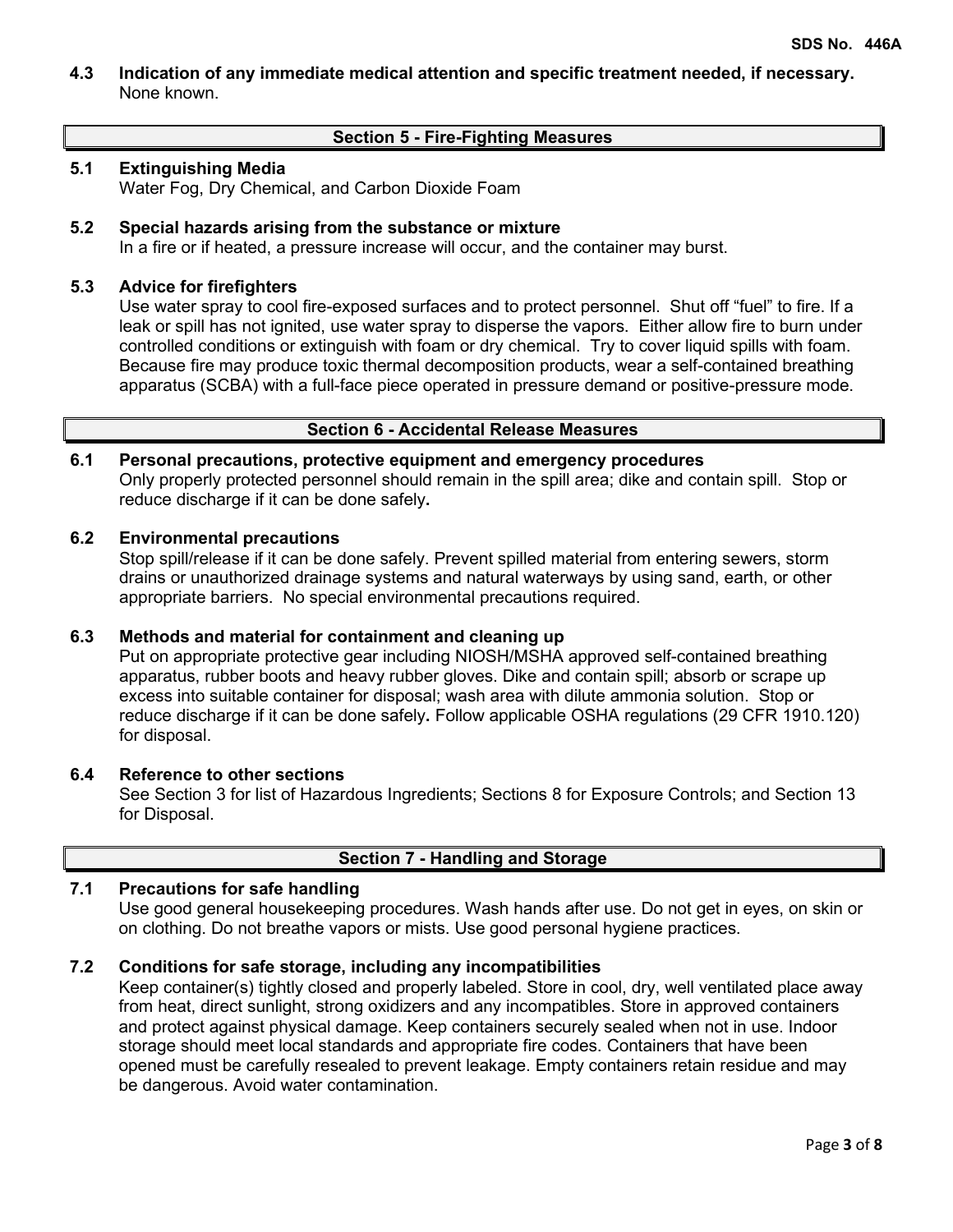**4.3 Indication of any immediate medical attention and specific treatment needed, if necessary.**
None known.

## Section 5 - Fire-Fighting Measures

**5.1 Extinguishing Media**
Water Fog, Dry Chemical, and Carbon Dioxide Foam

**5.2 Special hazards arising from the substance or mixture**
In a fire or if heated, a pressure increase will occur, and the container may burst.

**5.3 Advice for firefighters**
Use water spray to cool fire-exposed surfaces and to protect personnel. Shut off "fuel" to fire. If a leak or spill has not ignited, use water spray to disperse the vapors. Either allow fire to burn under controlled conditions or extinguish with foam or dry chemical. Try to cover liquid spills with foam. Because fire may produce toxic thermal decomposition products, wear a self-contained breathing apparatus (SCBA) with a full-face piece operated in pressure demand or positive-pressure mode.

## Section 6 - Accidental Release Measures

**6.1 Personal precautions, protective equipment and emergency procedures**
Only properly protected personnel should remain in the spill area; dike and contain spill. Stop or reduce discharge if it can be done safely**.**

**6.2 Environmental precautions**
Stop spill/release if it can be done safely. Prevent spilled material from entering sewers, storm drains or unauthorized drainage systems and natural waterways by using sand, earth, or other appropriate barriers. No special environmental precautions required.

**6.3 Methods and material for containment and cleaning up**
Put on appropriate protective gear including NIOSH/MSHA approved self-contained breathing apparatus, rubber boots and heavy rubber gloves. Dike and contain spill; absorb or scrape up excess into suitable container for disposal; wash area with dilute ammonia solution. Stop or reduce discharge if it can be done safely**.** Follow applicable OSHA regulations (29 CFR 1910.120) for disposal.

**6.4 Reference to other sections**
See Section 3 for list of Hazardous Ingredients; Sections 8 for Exposure Controls; and Section 13 for Disposal.

## Section 7 - Handling and Storage

**7.1 Precautions for safe handling**
Use good general housekeeping procedures. Wash hands after use. Do not get in eyes, on skin or on clothing. Do not breathe vapors or mists. Use good personal hygiene practices.

**7.2 Conditions for safe storage, including any incompatibilities**
Keep container(s) tightly closed and properly labeled. Store in cool, dry, well ventilated place away from heat, direct sunlight, strong oxidizers and any incompatibles. Store in approved containers and protect against physical damage. Keep containers securely sealed when not in use. Indoor storage should meet local standards and appropriate fire codes. Containers that have been opened must be carefully resealed to prevent leakage. Empty containers retain residue and may be dangerous. Avoid water contamination.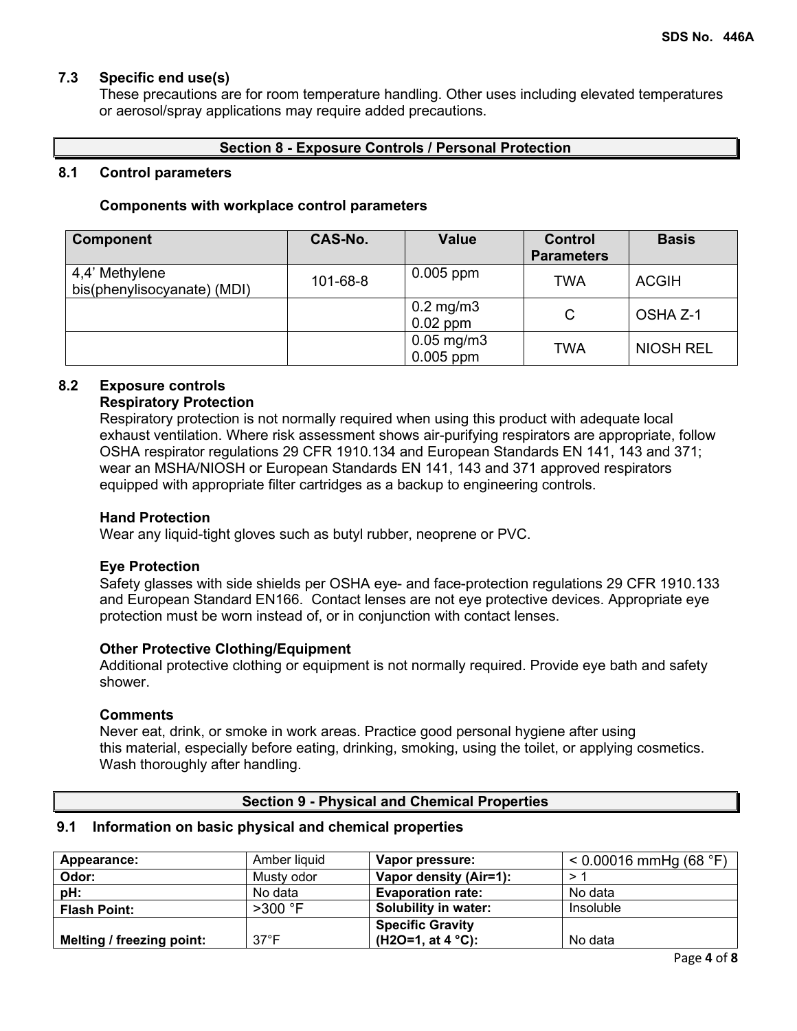### 7.3 Specific end use(s)

These precautions are for room temperature handling. Other uses including elevated temperatures or aerosol/spray applications may require added precautions.

## Section 8 - Exposure Controls / Personal Protection

### 8.1 Control parameters

**Components with workplace control parameters**

| Component | CAS-No. | Value | Control Parameters | Basis |
|---|---|---|---|---|
| 4,4' Methylene bis(phenylisocyanate) (MDI) | 101-68-8 | 0.005 ppm | TWA | ACGIH |
| | | 0.2 mg/m3 0.02 ppm | C | OSHA Z-1 |
| | | 0.05 mg/m3 0.005 ppm | TWA | NIOSH REL |

### 8.2 Exposure controls

**Respiratory Protection**

Respiratory protection is not normally required when using this product with adequate local exhaust ventilation. Where risk assessment shows air-purifying respirators are appropriate, follow OSHA respirator regulations 29 CFR 1910.134 and European Standards EN 141, 143 and 371; wear an MSHA/NIOSH or European Standards EN 141, 143 and 371 approved respirators equipped with appropriate filter cartridges as a backup to engineering controls.

**Hand Protection**

Wear any liquid-tight gloves such as butyl rubber, neoprene or PVC.

**Eye Protection**

Safety glasses with side shields per OSHA eye- and face-protection regulations 29 CFR 1910.133 and European Standard EN166. Contact lenses are not eye protective devices. Appropriate eye protection must be worn instead of, or in conjunction with contact lenses.

**Other Protective Clothing/Equipment**

Additional protective clothing or equipment is not normally required. Provide eye bath and safety shower.

**Comments**

Never eat, drink, or smoke in work areas. Practice good personal hygiene after using this material, especially before eating, drinking, smoking, using the toilet, or applying cosmetics. Wash thoroughly after handling.

## Section 9 - Physical and Chemical Properties

### 9.1 Information on basic physical and chemical properties

| | | | |
|---|---|---|---|
| **Appearance:** | Amber liquid | **Vapor pressure:** | < 0.00016 mmHg (68 °F) |
| **Odor:** | Musty odor | **Vapor density (Air=1):** | > 1 |
| **pH:** | No data | **Evaporation rate:** | No data |
| **Flash Point:** | >300 °F | **Solubility in water:** | Insoluble |
| **Melting / freezing point:** | 37°F | **Specific Gravity ($H_2O$=1, at 4 °C):** | No data |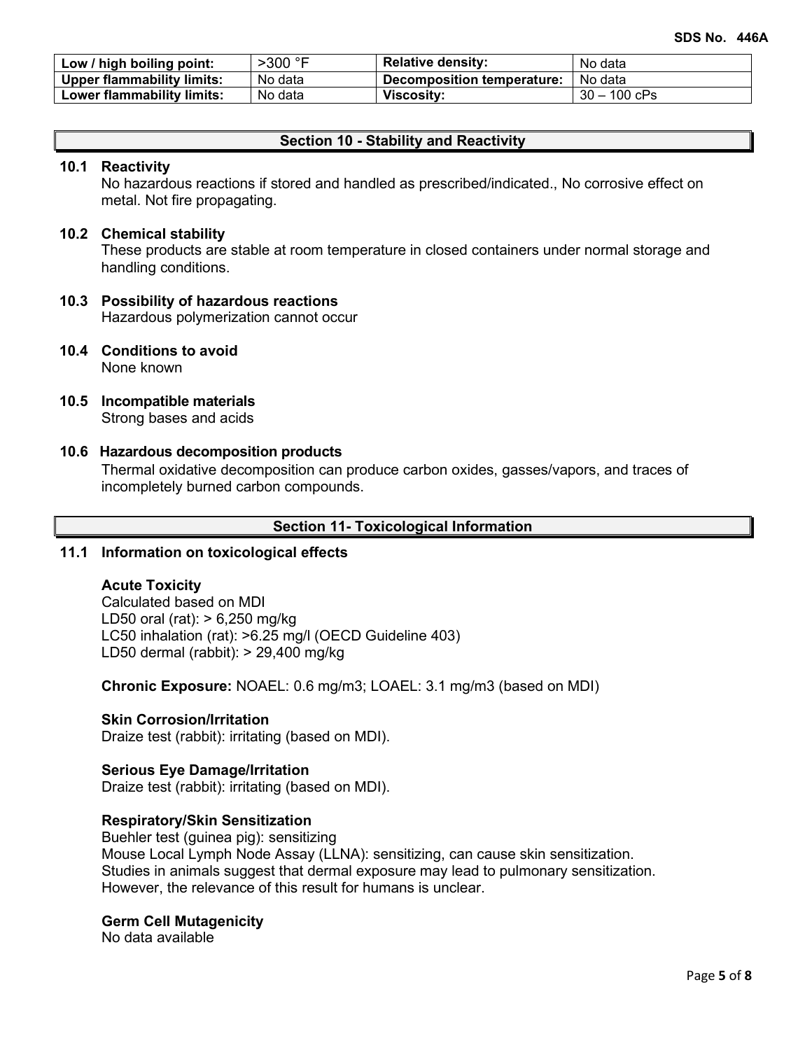| Low / high boiling point: | >300 °F | Relative density: | No data |
|---|---|---|---|
| Upper flammability limits: | No data | Decomposition temperature: | No data |
| Lower flammability limits: | No data | Viscosity: | 30 – 100 cPs |

## Section 10 - Stability and Reactivity

### 10.1 Reactivity

No hazardous reactions if stored and handled as prescribed/indicated., No corrosive effect on metal. Not fire propagating.

### 10.2 Chemical stability

These products are stable at room temperature in closed containers under normal storage and handling conditions.

### 10.3 Possibility of hazardous reactions

Hazardous polymerization cannot occur

### 10.4 Conditions to avoid

None known

### 10.5 Incompatible materials

Strong bases and acids

### 10.6 Hazardous decomposition products

Thermal oxidative decomposition can produce carbon oxides, gasses/vapors, and traces of incompletely burned carbon compounds.

## Section 11- Toxicological Information

### 11.1 Information on toxicological effects

**Acute Toxicity**

Calculated based on MDI
LD50 oral (rat): > 6,250 mg/kg
LC50 inhalation (rat): >6.25 mg/l (OECD Guideline 403)
LD50 dermal (rabbit): > 29,400 mg/kg

**Chronic Exposure:** NOAEL: 0.6 mg/m3; LOAEL: 3.1 mg/m3 (based on MDI)

**Skin Corrosion/Irritation**

Draize test (rabbit): irritating (based on MDI).

**Serious Eye Damage/Irritation**

Draize test (rabbit): irritating (based on MDI).

**Respiratory/Skin Sensitization**

Buehler test (guinea pig): sensitizing
Mouse Local Lymph Node Assay (LLNA): sensitizing, can cause skin sensitization.
Studies in animals suggest that dermal exposure may lead to pulmonary sensitization. However, the relevance of this result for humans is unclear.

**Germ Cell Mutagenicity**

No data available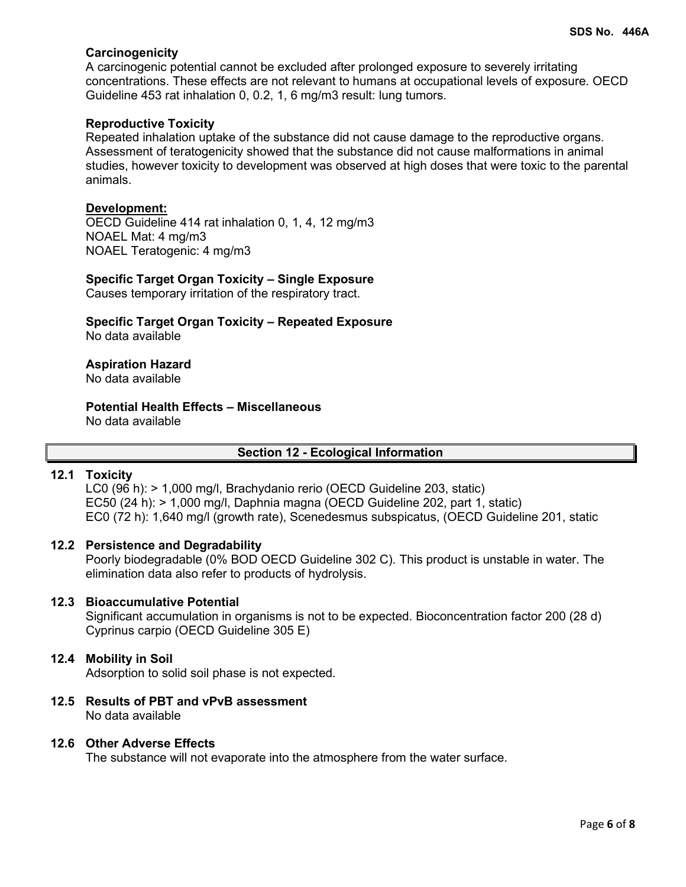### Carcinogenicity

A carcinogenic potential cannot be excluded after prolonged exposure to severely irritating concentrations. These effects are not relevant to humans at occupational levels of exposure. OECD Guideline 453 rat inhalation 0, 0.2, 1, 6 mg/m3 result: lung tumors.

### Reproductive Toxicity

Repeated inhalation uptake of the substance did not cause damage to the reproductive organs. Assessment of teratogenicity showed that the substance did not cause malformations in animal studies, however toxicity to development was observed at high doses that were toxic to the parental animals.

**Development:**

OECD Guideline 414 rat inhalation 0, 1, 4, 12 mg/m3
NOAEL Mat: 4 mg/m3
NOAEL Teratogenic: 4 mg/m3

### Specific Target Organ Toxicity – Single Exposure

Causes temporary irritation of the respiratory tract.

### Specific Target Organ Toxicity – Repeated Exposure

No data available

### Aspiration Hazard

No data available

### Potential Health Effects – Miscellaneous

No data available

## Section 12 - Ecological Information

### 12.1 Toxicity

LC0 (96 h): > 1,000 mg/l, Brachydanio rerio (OECD Guideline 203, static)
EC50 (24 h): > 1,000 mg/l, Daphnia magna (OECD Guideline 202, part 1, static)
EC0 (72 h): 1,640 mg/l (growth rate), Scenedesmus subspicatus, (OECD Guideline 201, static

### 12.2 Persistence and Degradability

Poorly biodegradable (0% BOD OECD Guideline 302 C). This product is unstable in water. The elimination data also refer to products of hydrolysis.

### 12.3 Bioaccumulative Potential

Significant accumulation in organisms is not to be expected. Bioconcentration factor 200 (28 d) Cyprinus carpio (OECD Guideline 305 E)

### 12.4 Mobility in Soil

Adsorption to solid soil phase is not expected.

### 12.5 Results of PBT and vPvB assessment

No data available

### 12.6 Other Adverse Effects

The substance will not evaporate into the atmosphere from the water surface.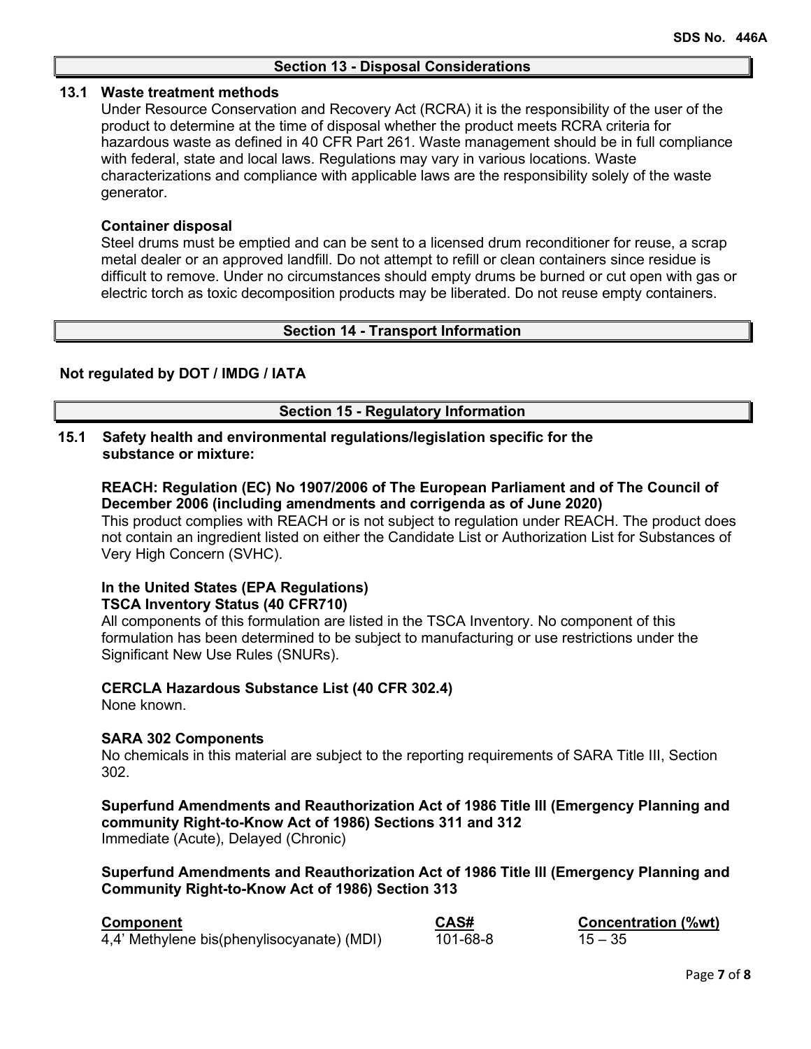## Section 13 - Disposal Considerations

### 13.1 Waste treatment methods

Under Resource Conservation and Recovery Act (RCRA) it is the responsibility of the user of the product to determine at the time of disposal whether the product meets RCRA criteria for hazardous waste as defined in 40 CFR Part 261. Waste management should be in full compliance with federal, state and local laws. Regulations may vary in various locations. Waste characterizations and compliance with applicable laws are the responsibility solely of the waste generator.

**Container disposal**

Steel drums must be emptied and can be sent to a licensed drum reconditioner for reuse, a scrap metal dealer or an approved landfill. Do not attempt to refill or clean containers since residue is difficult to remove. Under no circumstances should empty drums be burned or cut open with gas or electric torch as toxic decomposition products may be liberated. Do not reuse empty containers.

## Section 14 - Transport Information

**Not regulated by DOT / IMDG / IATA**

## Section 15 - Regulatory Information

### 15.1 Safety health and environmental regulations/legislation specific for the substance or mixture:

**REACH: Regulation (EC) No 1907/2006 of The European Parliament and of The Council of December 2006 (including amendments and corrigenda as of June 2020)**

This product complies with REACH or is not subject to regulation under REACH. The product does not contain an ingredient listed on either the Candidate List or Authorization List for Substances of Very High Concern (SVHC).

**In the United States (EPA Regulations)**
**TSCA Inventory Status (40 CFR710)**

All components of this formulation are listed in the TSCA Inventory. No component of this formulation has been determined to be subject to manufacturing or use restrictions under the Significant New Use Rules (SNURs).

**CERCLA Hazardous Substance List (40 CFR 302.4)**

None known.

**SARA 302 Components**

No chemicals in this material are subject to the reporting requirements of SARA Title III, Section 302.

**Superfund Amendments and Reauthorization Act of 1986 Title III (Emergency Planning and community Right-to-Know Act of 1986) Sections 311 and 312**

Immediate (Acute), Delayed (Chronic)

**Superfund Amendments and Reauthorization Act of 1986 Title III (Emergency Planning and Community Right-to-Know Act of 1986) Section 313**

| Component | CAS# | Concentration (%wt) |
|---|---|---|
| 4,4' Methylene bis(phenylisocyanate) (MDI) | 101-68-8 | 15 – 35 |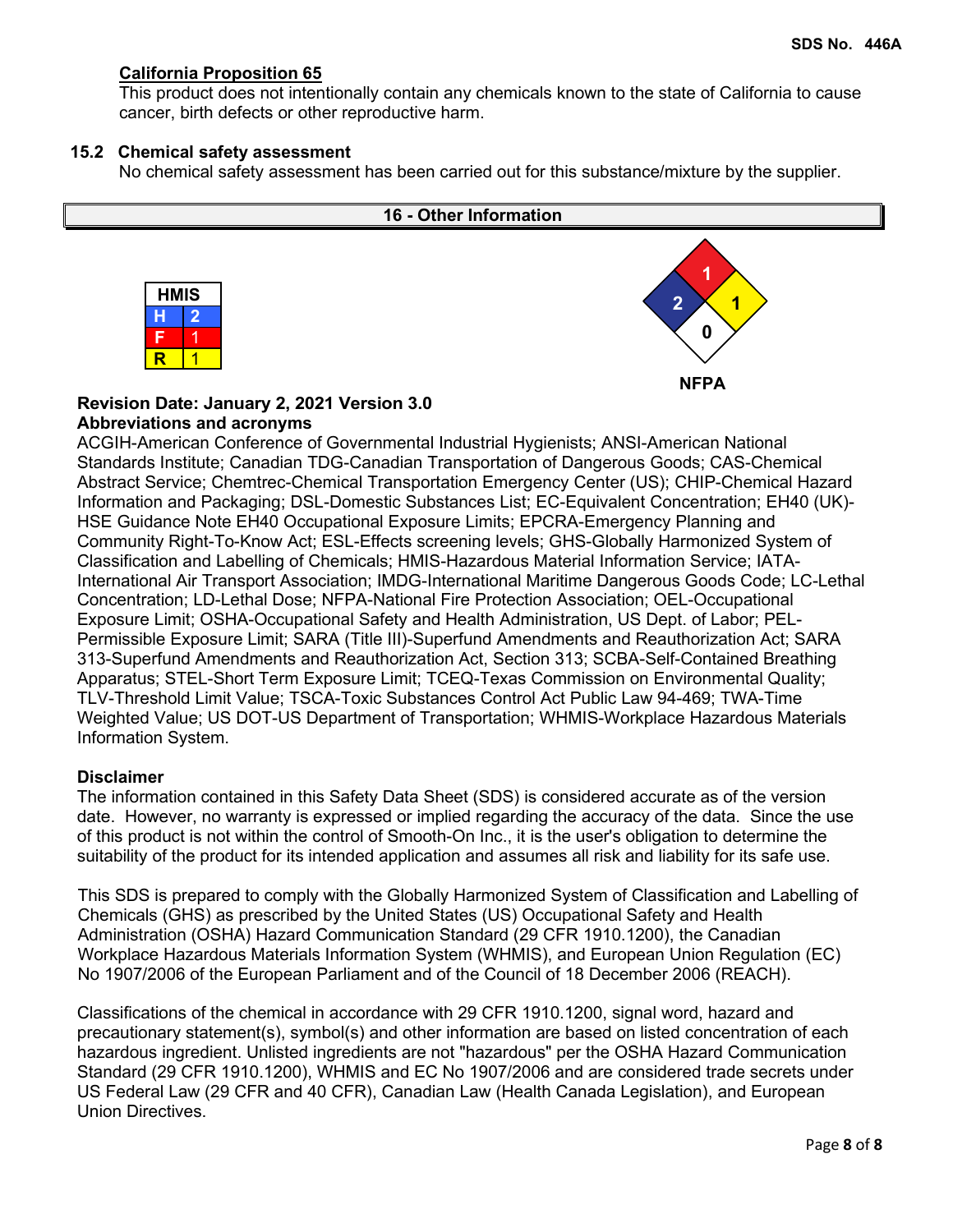#### California Proposition 65

This product does not intentionally contain any chemicals known to the state of California to cause cancer, birth defects or other reproductive harm.

### 15.2 Chemical safety assessment

No chemical safety assessment has been carried out for this substance/mixture by the supplier.

## 16 - Other Information

| HMIS | |
|---|---|
| H | 2 |
| F | 1 |
| R | 1 |

NFPA: Health 2, Flammability 1, Instability 1, Special 0

**Revision Date: January 2, 2021 Version 3.0**

**Abbreviations and acronyms**

ACGIH-American Conference of Governmental Industrial Hygienists; ANSI-American National Standards Institute; Canadian TDG-Canadian Transportation of Dangerous Goods; CAS-Chemical Abstract Service; Chemtrec-Chemical Transportation Emergency Center (US); CHIP-Chemical Hazard Information and Packaging; DSL-Domestic Substances List; EC-Equivalent Concentration; EH40 (UK)-HSE Guidance Note EH40 Occupational Exposure Limits; EPCRA-Emergency Planning and Community Right-To-Know Act; ESL-Effects screening levels; GHS-Globally Harmonized System of Classification and Labelling of Chemicals; HMIS-Hazardous Material Information Service; IATA-International Air Transport Association; IMDG-International Maritime Dangerous Goods Code; LC-Lethal Concentration; LD-Lethal Dose; NFPA-National Fire Protection Association; OEL-Occupational Exposure Limit; OSHA-Occupational Safety and Health Administration, US Dept. of Labor; PEL-Permissible Exposure Limit; SARA (Title III)-Superfund Amendments and Reauthorization Act; SARA 313-Superfund Amendments and Reauthorization Act, Section 313; SCBA-Self-Contained Breathing Apparatus; STEL-Short Term Exposure Limit; TCEQ-Texas Commission on Environmental Quality; TLV-Threshold Limit Value; TSCA-Toxic Substances Control Act Public Law 94-469; TWA-Time Weighted Value; US DOT-US Department of Transportation; WHMIS-Workplace Hazardous Materials Information System.

**Disclaimer**

The information contained in this Safety Data Sheet (SDS) is considered accurate as of the version date. However, no warranty is expressed or implied regarding the accuracy of the data. Since the use of this product is not within the control of Smooth-On Inc., it is the user's obligation to determine the suitability of the product for its intended application and assumes all risk and liability for its safe use.

This SDS is prepared to comply with the Globally Harmonized System of Classification and Labelling of Chemicals (GHS) as prescribed by the United States (US) Occupational Safety and Health Administration (OSHA) Hazard Communication Standard (29 CFR 1910.1200), the Canadian Workplace Hazardous Materials Information System (WHMIS), and European Union Regulation (EC) No 1907/2006 of the European Parliament and of the Council of 18 December 2006 (REACH).

Classifications of the chemical in accordance with 29 CFR 1910.1200, signal word, hazard and precautionary statement(s), symbol(s) and other information are based on listed concentration of each hazardous ingredient. Unlisted ingredients are not "hazardous" per the OSHA Hazard Communication Standard (29 CFR 1910.1200), WHMIS and EC No 1907/2006 and are considered trade secrets under US Federal Law (29 CFR and 40 CFR), Canadian Law (Health Canada Legislation), and European Union Directives.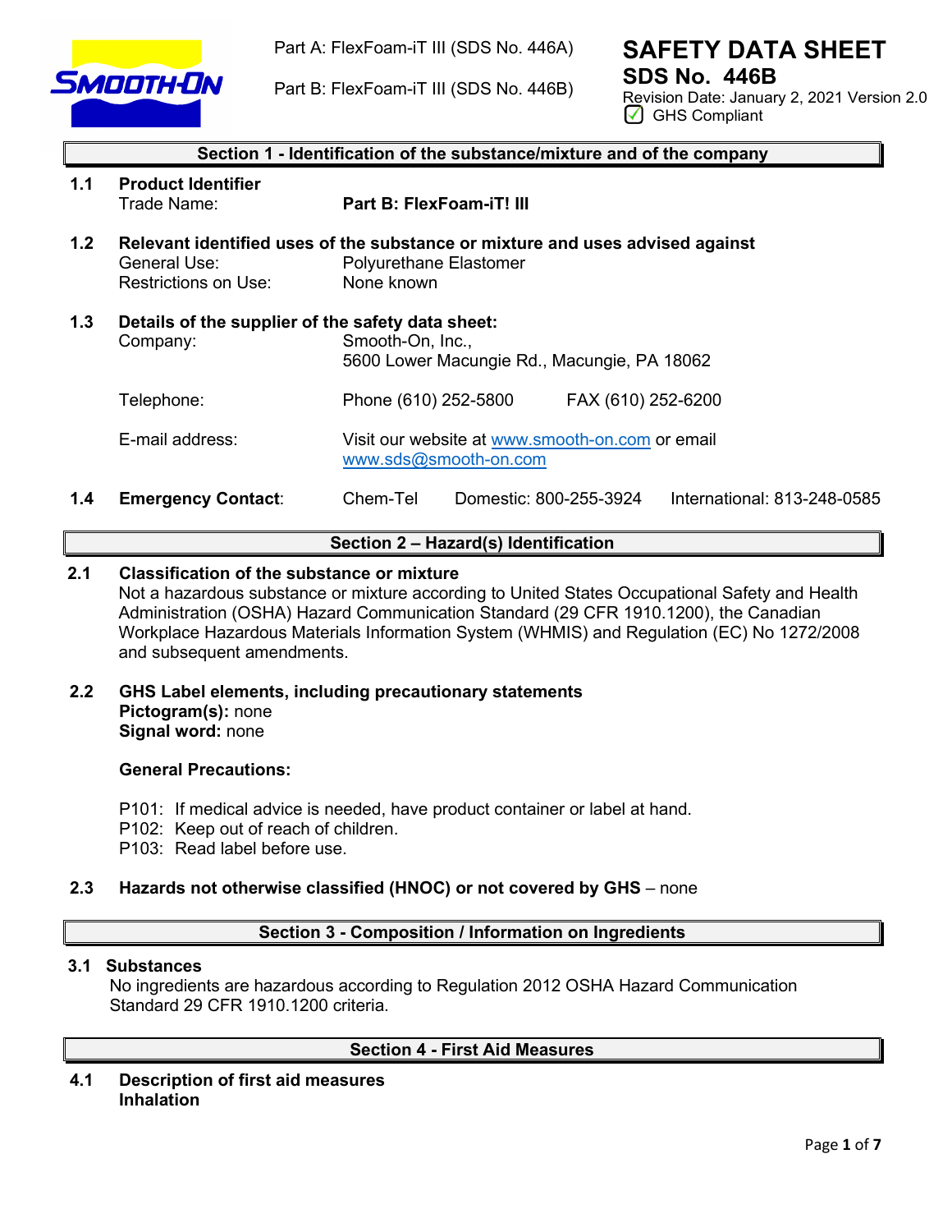Part A: FlexFoam-iT III (SDS No. 446A)

Part B: FlexFoam-iT III (SDS No. 446B)

# SAFETY DATA SHEET

## SDS No. 446B

Revision Date: January 2, 2021 Version 2.0

GHS Compliant

## Section 1 - Identification of the substance/mixture and of the company

**1.1 Product Identifier**

Trade Name: **Part B: FlexFoam-iT! III**

**1.2 Relevant identified uses of the substance or mixture and uses advised against**

General Use: Polyurethane Elastomer

Restrictions on Use: None known

**1.3 Details of the supplier of the safety data sheet:**

Company: Smooth-On, Inc.,
5600 Lower Macungie Rd., Macungie, PA 18062

Telephone: Phone (610) 252-5800 FAX (610) 252-6200

E-mail address: Visit our website at www.smooth-on.com or email www.sds@smooth-on.com

**1.4 Emergency Contact:** Chem-Tel Domestic: 800-255-3924 International: 813-248-0585

## Section 2 – Hazard(s) Identification

**2.1 Classification of the substance or mixture**

Not a hazardous substance or mixture according to United States Occupational Safety and Health Administration (OSHA) Hazard Communication Standard (29 CFR 1910.1200), the Canadian Workplace Hazardous Materials Information System (WHMIS) and Regulation (EC) No 1272/2008 and subsequent amendments.

**2.2 GHS Label elements, including precautionary statements**

**Pictogram(s):** none

**Signal word:** none

**General Precautions:**

P101: If medical advice is needed, have product container or label at hand.
P102: Keep out of reach of children.
P103: Read label before use.

**2.3 Hazards not otherwise classified (HNOC) or not covered by GHS** – none

## Section 3 - Composition / Information on Ingredients

**3.1 Substances**

No ingredients are hazardous according to Regulation 2012 OSHA Hazard Communication Standard 29 CFR 1910.1200 criteria.

## Section 4 - First Aid Measures

**4.1 Description of first aid measures**

**Inhalation**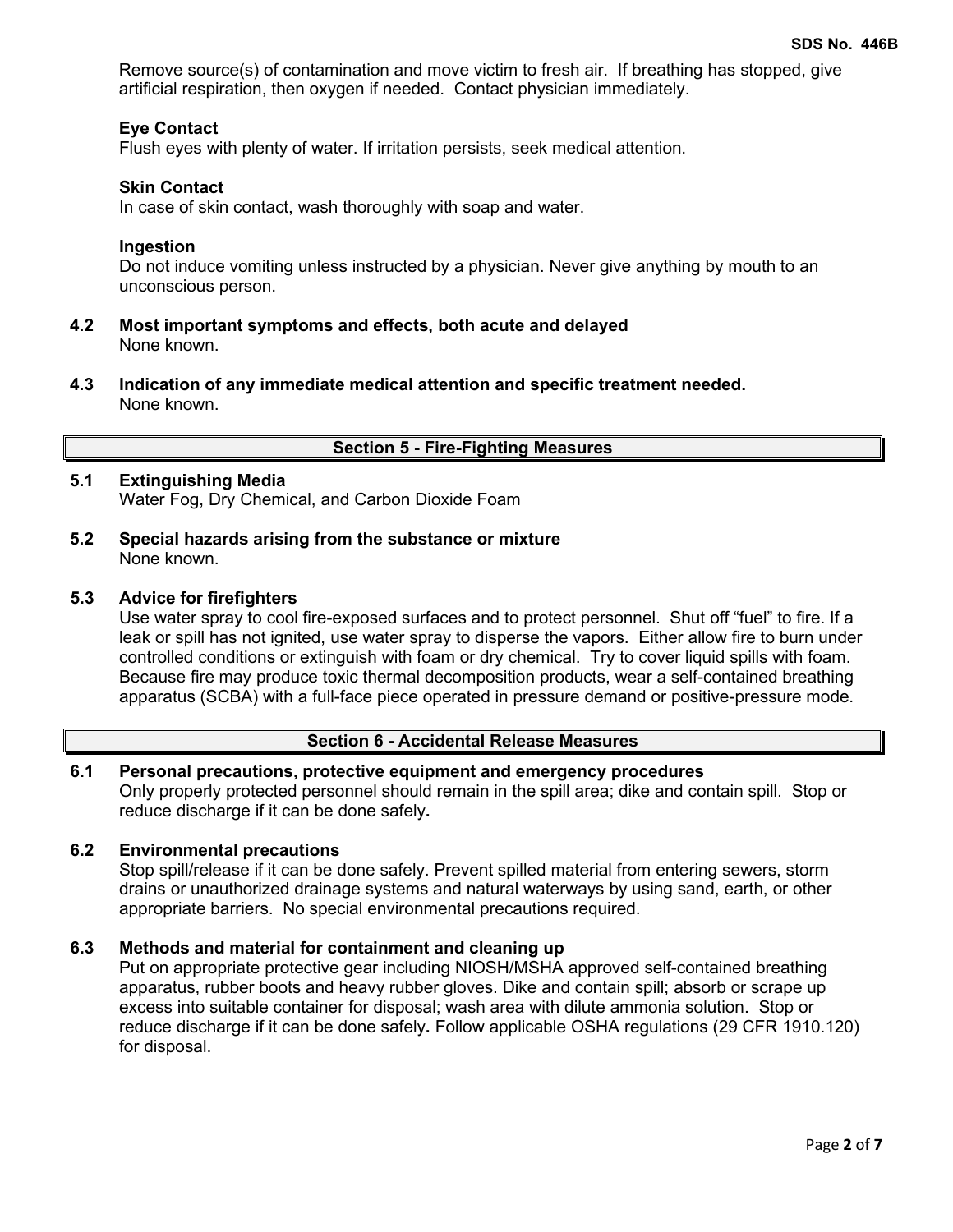Remove source(s) of contamination and move victim to fresh air. If breathing has stopped, give artificial respiration, then oxygen if needed. Contact physician immediately.

**Eye Contact**
Flush eyes with plenty of water. If irritation persists, seek medical attention.

**Skin Contact**
In case of skin contact, wash thoroughly with soap and water.

**Ingestion**
Do not induce vomiting unless instructed by a physician. Never give anything by mouth to an unconscious person.

**4.2 Most important symptoms and effects, both acute and delayed**
None known.

**4.3 Indication of any immediate medical attention and specific treatment needed.**
None known.

## Section 5 - Fire-Fighting Measures

**5.1 Extinguishing Media**
Water Fog, Dry Chemical, and Carbon Dioxide Foam

**5.2 Special hazards arising from the substance or mixture**
None known.

**5.3 Advice for firefighters**
Use water spray to cool fire-exposed surfaces and to protect personnel. Shut off "fuel" to fire. If a leak or spill has not ignited, use water spray to disperse the vapors. Either allow fire to burn under controlled conditions or extinguish with foam or dry chemical. Try to cover liquid spills with foam. Because fire may produce toxic thermal decomposition products, wear a self-contained breathing apparatus (SCBA) with a full-face piece operated in pressure demand or positive-pressure mode.

## Section 6 - Accidental Release Measures

**6.1 Personal precautions, protective equipment and emergency procedures**
Only properly protected personnel should remain in the spill area; dike and contain spill. Stop or reduce discharge if it can be done safely**.**

**6.2 Environmental precautions**
Stop spill/release if it can be done safely. Prevent spilled material from entering sewers, storm drains or unauthorized drainage systems and natural waterways by using sand, earth, or other appropriate barriers. No special environmental precautions required.

**6.3 Methods and material for containment and cleaning up**
Put on appropriate protective gear including NIOSH/MSHA approved self-contained breathing apparatus, rubber boots and heavy rubber gloves. Dike and contain spill; absorb or scrape up excess into suitable container for disposal; wash area with dilute ammonia solution. Stop or reduce discharge if it can be done safely**.** Follow applicable OSHA regulations (29 CFR 1910.120) for disposal.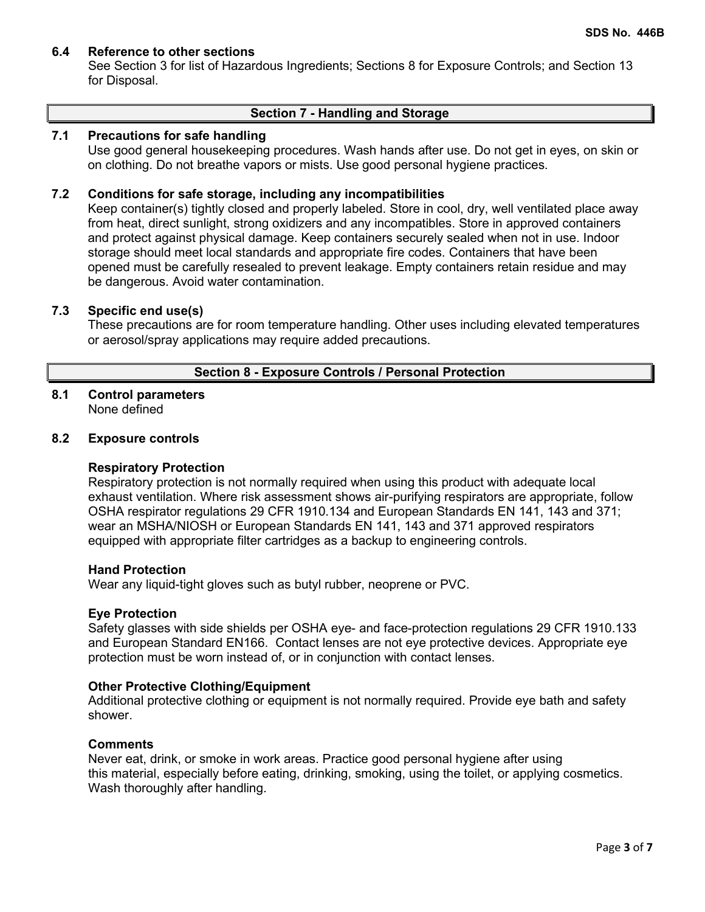### 6.4 Reference to other sections

See Section 3 for list of Hazardous Ingredients; Sections 8 for Exposure Controls; and Section 13 for Disposal.

## Section 7 - Handling and Storage

### 7.1 Precautions for safe handling

Use good general housekeeping procedures. Wash hands after use. Do not get in eyes, on skin or on clothing. Do not breathe vapors or mists. Use good personal hygiene practices.

### 7.2 Conditions for safe storage, including any incompatibilities

Keep container(s) tightly closed and properly labeled. Store in cool, dry, well ventilated place away from heat, direct sunlight, strong oxidizers and any incompatibles. Store in approved containers and protect against physical damage. Keep containers securely sealed when not in use. Indoor storage should meet local standards and appropriate fire codes. Containers that have been opened must be carefully resealed to prevent leakage. Empty containers retain residue and may be dangerous. Avoid water contamination.

### 7.3 Specific end use(s)

These precautions are for room temperature handling. Other uses including elevated temperatures or aerosol/spray applications may require added precautions.

## Section 8 - Exposure Controls / Personal Protection

### 8.1 Control parameters

None defined

### 8.2 Exposure controls

**Respiratory Protection**

Respiratory protection is not normally required when using this product with adequate local exhaust ventilation. Where risk assessment shows air-purifying respirators are appropriate, follow OSHA respirator regulations 29 CFR 1910.134 and European Standards EN 141, 143 and 371; wear an MSHA/NIOSH or European Standards EN 141, 143 and 371 approved respirators equipped with appropriate filter cartridges as a backup to engineering controls.

**Hand Protection**

Wear any liquid-tight gloves such as butyl rubber, neoprene or PVC.

**Eye Protection**

Safety glasses with side shields per OSHA eye- and face-protection regulations 29 CFR 1910.133 and European Standard EN166. Contact lenses are not eye protective devices. Appropriate eye protection must be worn instead of, or in conjunction with contact lenses.

**Other Protective Clothing/Equipment**

Additional protective clothing or equipment is not normally required. Provide eye bath and safety shower.

**Comments**

Never eat, drink, or smoke in work areas. Practice good personal hygiene after using this material, especially before eating, drinking, smoking, using the toilet, or applying cosmetics. Wash thoroughly after handling.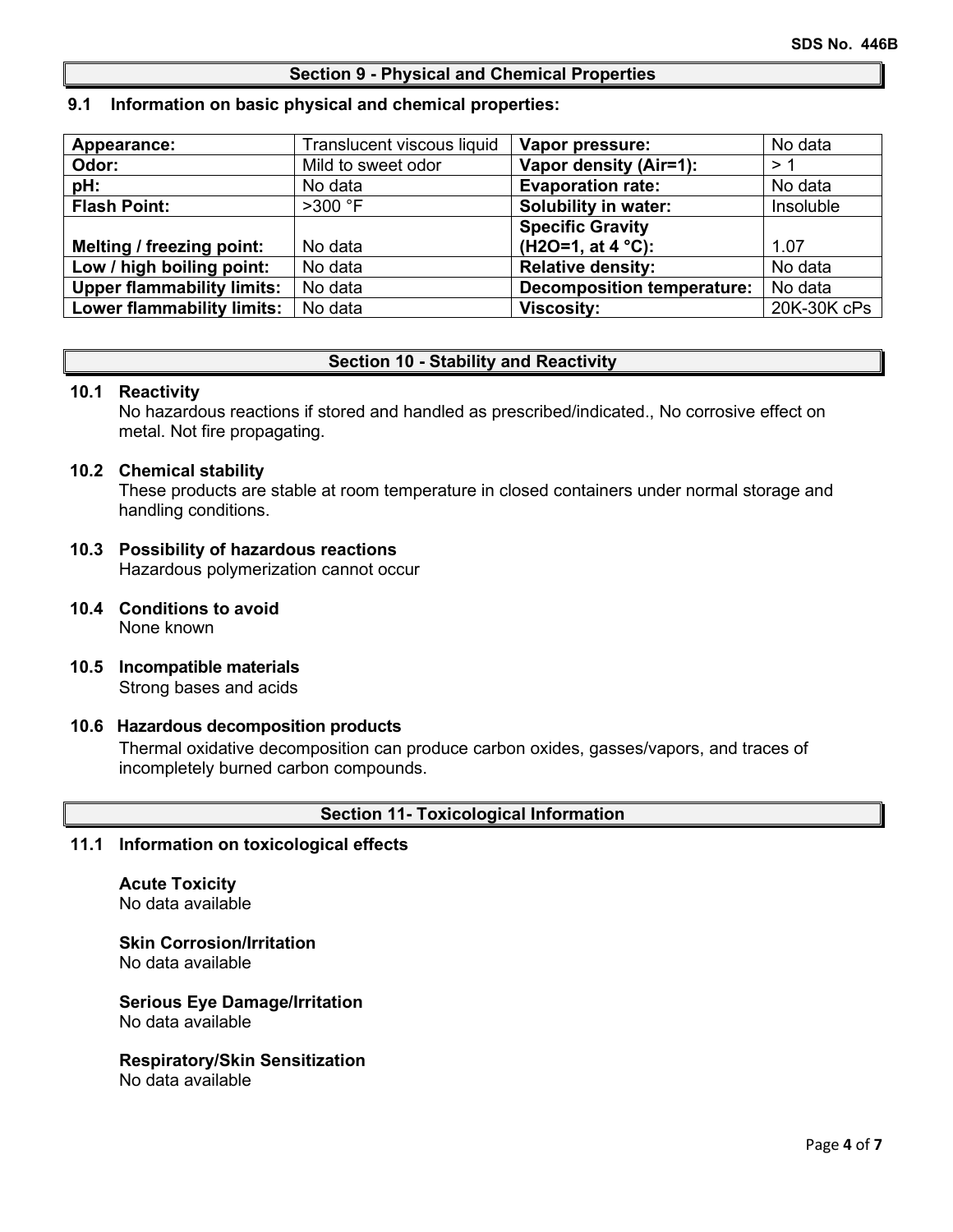## Section 9 - Physical and Chemical Properties

### 9.1 Information on basic physical and chemical properties:

| | | | |
|---|---|---|---|
| **Appearance:** | Translucent viscous liquid | **Vapor pressure:** | No data |
| **Odor:** | Mild to sweet odor | **Vapor density (Air=1):** | > 1 |
| **pH:** | No data | **Evaporation rate:** | No data |
| **Flash Point:** | >300 °F | **Solubility in water:** | Insoluble |
| **Melting / freezing point:** | No data | **Specific Gravity ($H_2O$=1, at 4 °C):** | 1.07 |
| **Low / high boiling point:** | No data | **Relative density:** | No data |
| **Upper flammability limits:** | No data | **Decomposition temperature:** | No data |
| **Lower flammability limits:** | No data | **Viscosity:** | 20K-30K cPs |

## Section 10 - Stability and Reactivity

### 10.1 Reactivity

No hazardous reactions if stored and handled as prescribed/indicated., No corrosive effect on metal. Not fire propagating.

### 10.2 Chemical stability

These products are stable at room temperature in closed containers under normal storage and handling conditions.

### 10.3 Possibility of hazardous reactions

Hazardous polymerization cannot occur

### 10.4 Conditions to avoid

None known

### 10.5 Incompatible materials

Strong bases and acids

### 10.6 Hazardous decomposition products

Thermal oxidative decomposition can produce carbon oxides, gasses/vapors, and traces of incompletely burned carbon compounds.

## Section 11- Toxicological Information

### 11.1 Information on toxicological effects

**Acute Toxicity**

No data available

**Skin Corrosion/Irritation**

No data available

**Serious Eye Damage/Irritation**

No data available

**Respiratory/Skin Sensitization**

No data available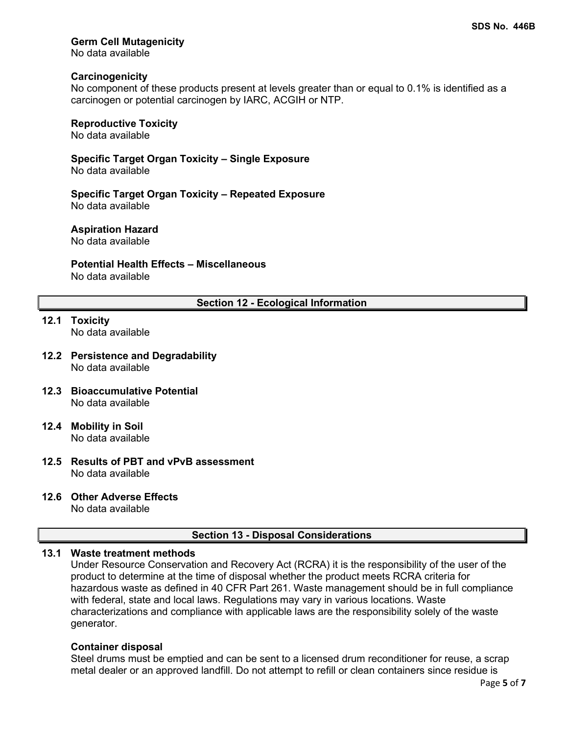**Germ Cell Mutagenicity**
No data available

**Carcinogenicity**
No component of these products present at levels greater than or equal to 0.1% is identified as a carcinogen or potential carcinogen by IARC, ACGIH or NTP.

**Reproductive Toxicity**
No data available

**Specific Target Organ Toxicity – Single Exposure**
No data available

**Specific Target Organ Toxicity – Repeated Exposure**
No data available

**Aspiration Hazard**
No data available

**Potential Health Effects – Miscellaneous**
No data available

## Section 12 - Ecological Information

**12.1 Toxicity**
No data available

**12.2 Persistence and Degradability**
No data available

**12.3 Bioaccumulative Potential**
No data available

**12.4 Mobility in Soil**
No data available

**12.5 Results of PBT and vPvB assessment**
No data available

**12.6 Other Adverse Effects**
No data available

## Section 13 - Disposal Considerations

**13.1 Waste treatment methods**
Under Resource Conservation and Recovery Act (RCRA) it is the responsibility of the user of the product to determine at the time of disposal whether the product meets RCRA criteria for hazardous waste as defined in 40 CFR Part 261. Waste management should be in full compliance with federal, state and local laws. Regulations may vary in various locations. Waste characterizations and compliance with applicable laws are the responsibility solely of the waste generator.

**Container disposal**
Steel drums must be emptied and can be sent to a licensed drum reconditioner for reuse, a scrap metal dealer or an approved landfill. Do not attempt to refill or clean containers since residue is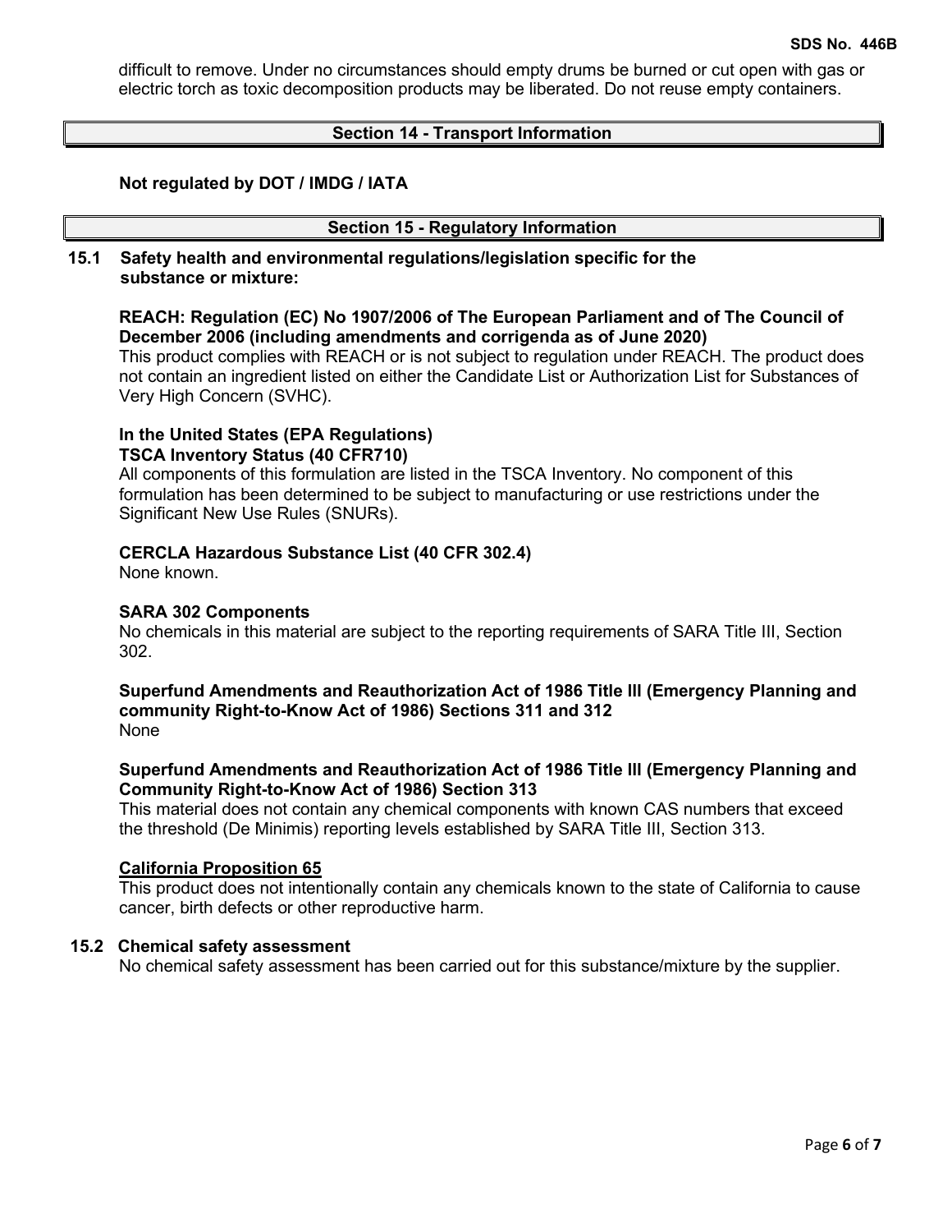difficult to remove. Under no circumstances should empty drums be burned or cut open with gas or electric torch as toxic decomposition products may be liberated. Do not reuse empty containers.

## Section 14 - Transport Information

**Not regulated by DOT / IMDG / IATA**

## Section 15 - Regulatory Information

### 15.1 Safety health and environmental regulations/legislation specific for the substance or mixture:

**REACH: Regulation (EC) No 1907/2006 of The European Parliament and of The Council of December 2006 (including amendments and corrigenda as of June 2020)**

This product complies with REACH or is not subject to regulation under REACH. The product does not contain an ingredient listed on either the Candidate List or Authorization List for Substances of Very High Concern (SVHC).

**In the United States (EPA Regulations)**
**TSCA Inventory Status (40 CFR710)**

All components of this formulation are listed in the TSCA Inventory. No component of this formulation has been determined to be subject to manufacturing or use restrictions under the Significant New Use Rules (SNURs).

**CERCLA Hazardous Substance List (40 CFR 302.4)**

None known.

**SARA 302 Components**

No chemicals in this material are subject to the reporting requirements of SARA Title III, Section 302.

**Superfund Amendments and Reauthorization Act of 1986 Title III (Emergency Planning and community Right-to-Know Act of 1986) Sections 311 and 312**

None

**Superfund Amendments and Reauthorization Act of 1986 Title III (Emergency Planning and Community Right-to-Know Act of 1986) Section 313**

This material does not contain any chemical components with known CAS numbers that exceed the threshold (De Minimis) reporting levels established by SARA Title III, Section 313.

**California Proposition 65**

This product does not intentionally contain any chemicals known to the state of California to cause cancer, birth defects or other reproductive harm.

### 15.2 Chemical safety assessment

No chemical safety assessment has been carried out for this substance/mixture by the supplier.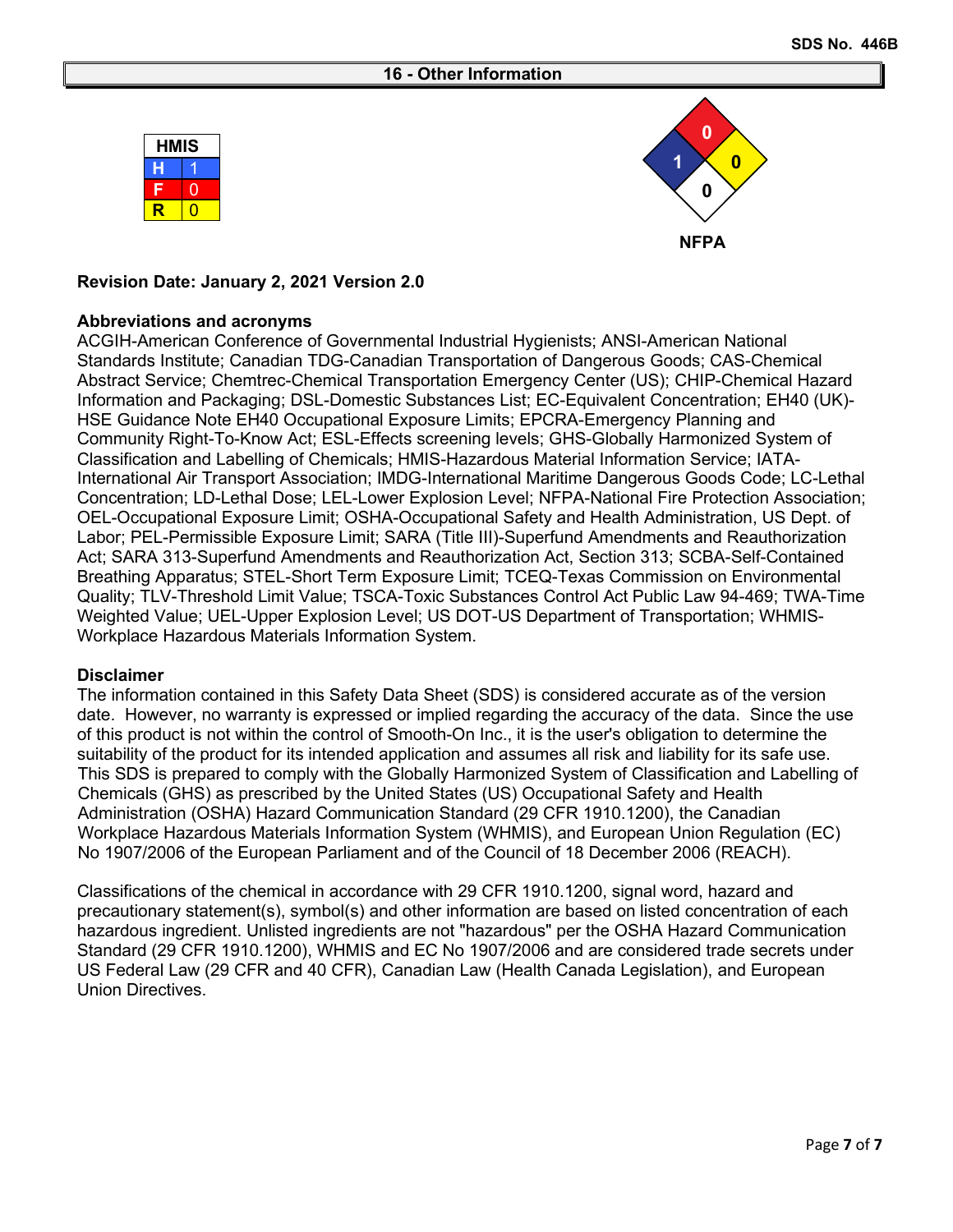## 16 - Other Information

| HMIS | |
|---|---|
| H | 1 |
| F | 0 |
| R | 0 |

0

1 0

0

NFPA

**Revision Date: January 2, 2021 Version 2.0**

**Abbreviations and acronyms**

ACGIH-American Conference of Governmental Industrial Hygienists; ANSI-American National Standards Institute; Canadian TDG-Canadian Transportation of Dangerous Goods; CAS-Chemical Abstract Service; Chemtrec-Chemical Transportation Emergency Center (US); CHIP-Chemical Hazard Information and Packaging; DSL-Domestic Substances List; EC-Equivalent Concentration; EH40 (UK)-HSE Guidance Note EH40 Occupational Exposure Limits; EPCRA-Emergency Planning and Community Right-To-Know Act; ESL-Effects screening levels; GHS-Globally Harmonized System of Classification and Labelling of Chemicals; HMIS-Hazardous Material Information Service; IATA-International Air Transport Association; IMDG-International Maritime Dangerous Goods Code; LC-Lethal Concentration; LD-Lethal Dose; LEL-Lower Explosion Level; NFPA-National Fire Protection Association; OEL-Occupational Exposure Limit; OSHA-Occupational Safety and Health Administration, US Dept. of Labor; PEL-Permissible Exposure Limit; SARA (Title III)-Superfund Amendments and Reauthorization Act; SARA 313-Superfund Amendments and Reauthorization Act, Section 313; SCBA-Self-Contained Breathing Apparatus; STEL-Short Term Exposure Limit; TCEQ-Texas Commission on Environmental Quality; TLV-Threshold Limit Value; TSCA-Toxic Substances Control Act Public Law 94-469; TWA-Time Weighted Value; UEL-Upper Explosion Level; US DOT-US Department of Transportation; WHMIS-Workplace Hazardous Materials Information System.

**Disclaimer**

The information contained in this Safety Data Sheet (SDS) is considered accurate as of the version date. However, no warranty is expressed or implied regarding the accuracy of the data. Since the use of this product is not within the control of Smooth-On Inc., it is the user's obligation to determine the suitability of the product for its intended application and assumes all risk and liability for its safe use. This SDS is prepared to comply with the Globally Harmonized System of Classification and Labelling of Chemicals (GHS) as prescribed by the United States (US) Occupational Safety and Health Administration (OSHA) Hazard Communication Standard (29 CFR 1910.1200), the Canadian Workplace Hazardous Materials Information System (WHMIS), and European Union Regulation (EC) No 1907/2006 of the European Parliament and of the Council of 18 December 2006 (REACH).

Classifications of the chemical in accordance with 29 CFR 1910.1200, signal word, hazard and precautionary statement(s), symbol(s) and other information are based on listed concentration of each hazardous ingredient. Unlisted ingredients are not "hazardous" per the OSHA Hazard Communication Standard (29 CFR 1910.1200), WHMIS and EC No 1907/2006 and are considered trade secrets under US Federal Law (29 CFR and 40 CFR), Canadian Law (Health Canada Legislation), and European Union Directives.